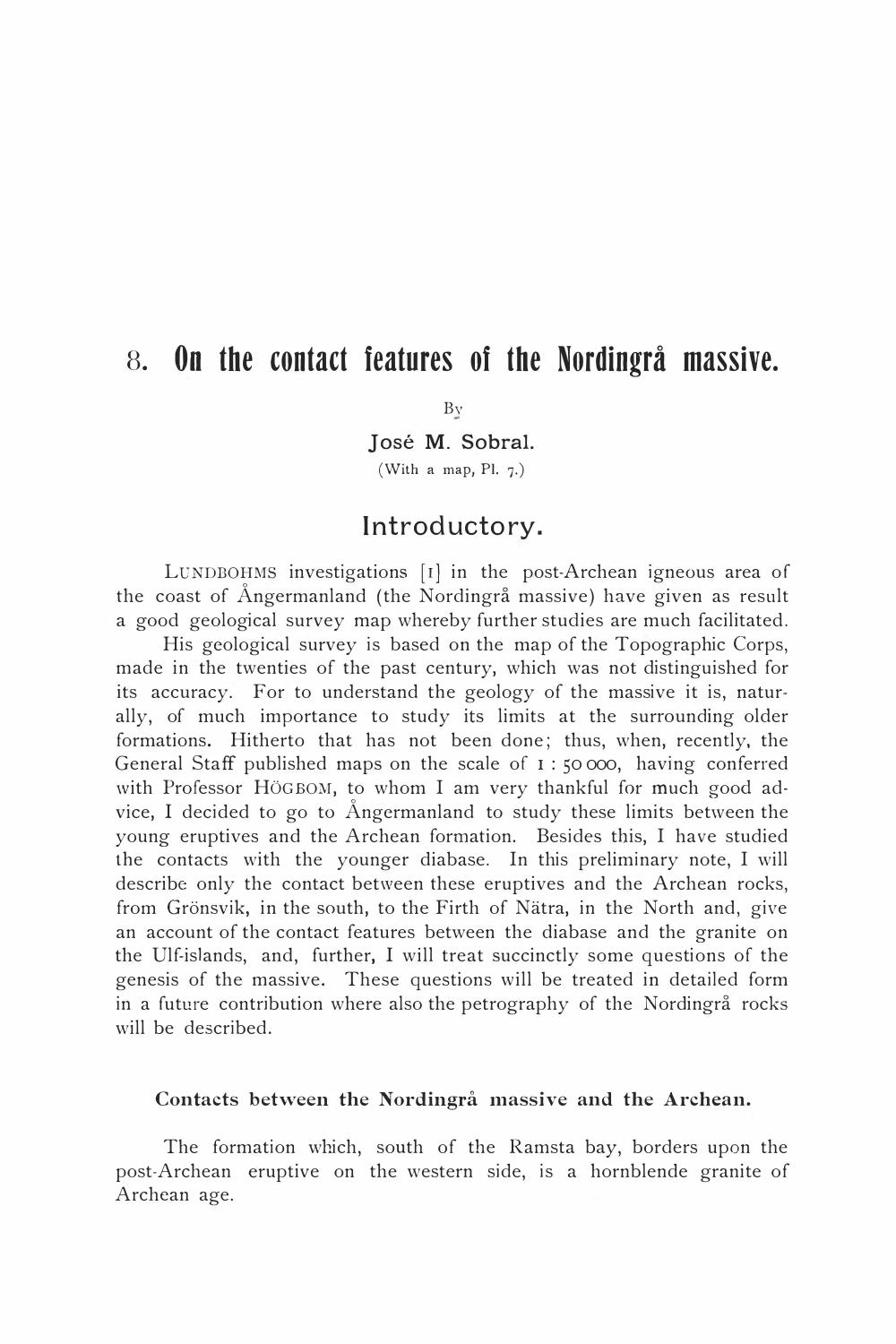# 8. On the contact features of the Nordingrå massive.

By

**José M. Sobral.**

(With a map, Pl. 7.)

## Introductory.

LUNDBOHMS investigations [1] in the post-Archean igneous area of the coast of Ångermanland (the Nordingrå massive) have given as result a good geological survey map whereby further studies are much facilitated.

His geological survey is based on the map of the Topographic Corps, made in the twenties of the past century, which was not distinguished for its accuracy. For to understand the geology of the massive it is, naturally, of much importance to study its limits at the surrounding older formations. Hitherto that has not been done; thus, when, recently, the General Staff published maps on the scale of 1 : 50 000, having conferred with Professor HÖGBOM, to whom I am very thankful for much good advice, I decided to go to Ångermanland to study these limits between the young eruptives and the Archean formation. Besides this, I have studied the contacts with the younger diabase. In this preliminary note, I will describe only the contact between these eruptives and the Archean rocks, from Grönsvik, in the south, to the Firth of Nätra, in the North and, give an account of the contact features between the diabase and the granite on the Ulf-islands, and, further, I will treat succinctly some questions of the genesis of the massive. These questions will be treated in detailed form in a future contribution where also the petrography of the Nordingrå rocks will be described.

### Contacts between the Nordingrå massive and the Archean.

The formation which, south of the Ramsta bay, borders upon the post-Archean eruptive on the western side, is a hornblende granite of Archean age.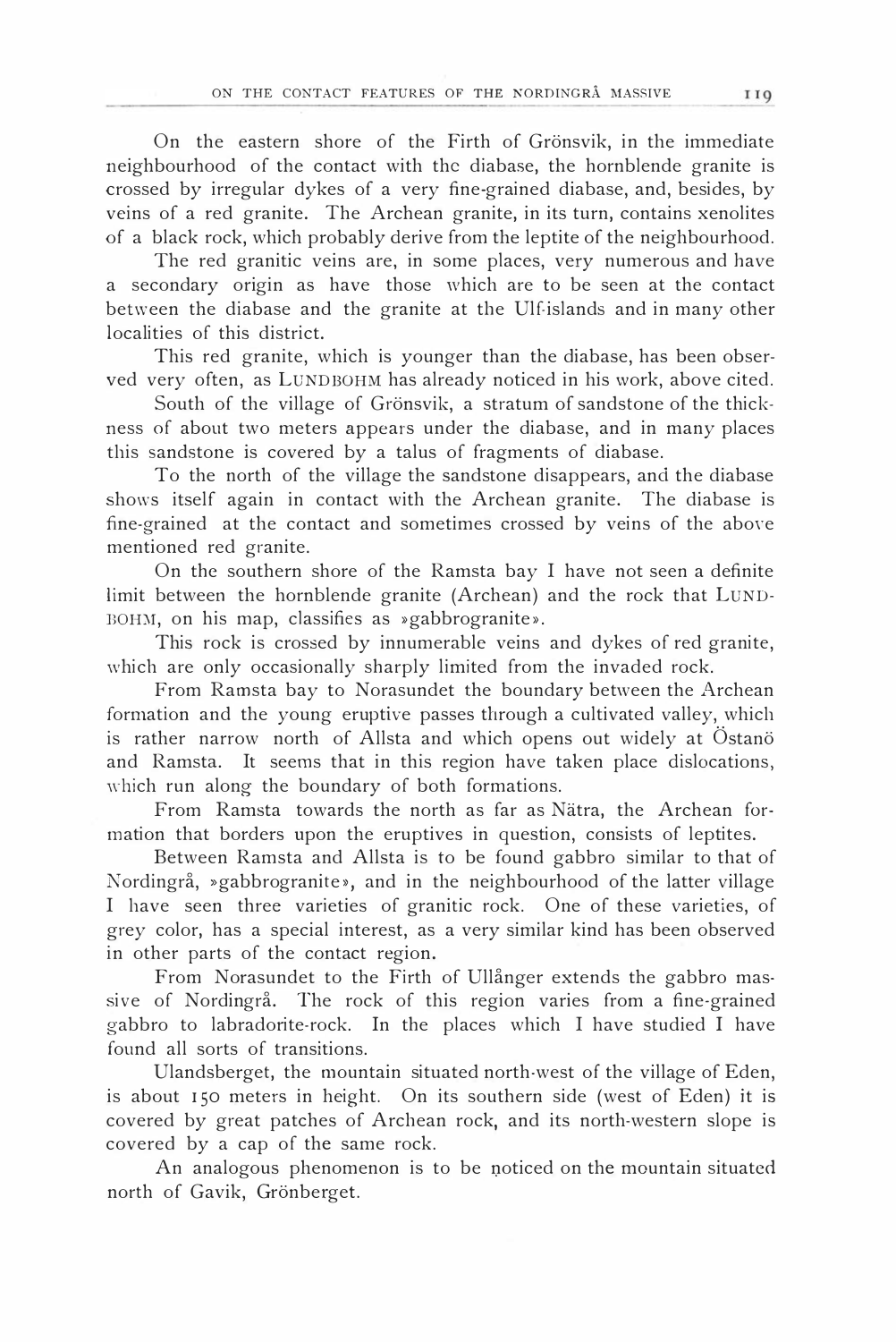On the eastern shore of the Firth of Grönsvik, in the immediate neighbourhood of the contact with the diabase, the hornblende granite is crossed by irregular dykes of a very fine-grained diabase, and, besides, by veins of a red granite. The Archean granite, in its turn, contains xenolites of a black rock, which probably derive from the leptite of the neighbourhood.

The red granitic veins are, in some places, very numerous and have a secondary origin as have those which are to be seen at the contact between the diabase and the granite at the Ulf-islands and in many other localities of this district.

This red granite, which is younger than the diabase, has been observed very often, as LUNDBOHM has already noticed in his work, above cited.

South of the village of Grönsvik, a stratum of sandstone of the thickness of about two meters appears under the diabase, and in many places this sandstone is covered by a talus of fragments of diabase.

To the north of the village the sandstone disappears, and the diabase shows itself again in contact with the Archean granite. The diabase is fine-grained at the contact and sometimes crossed by veins of the above mentioned red granite.

On the southern shore of the Ramsta bay I have not seen a definite limit between the hornblende granite (Archean) and the rock that LUNDBOHM, on his map, classifies as »gabbrogranite».

This rock is crossed by innumerable veins and dykes of red granite, which are only occasionally sharply limited from the invaded rock.

From Ramsta bay to Norasundet the boundary between the Archean formation and the young eruptive passes through a cultivated valley, which is rather narrow north of Allsta and which opens out widely at Östanö and Ramsta. It seems that in this region have taken place dislocations, which run along the boundary of both formations.

From Ramsta towards the north as far as Nätra, the Archean formation that borders upon the eruptives in question, consists of leptites.

Between Ramsta and Allsta is to be found gabbro similar to that of Nordingrå, »gabbrogranite», and in the neighbourhood of the latter village I have seen three varieties of granitic rock. One of these varieties, of grey color, has a special interest, as a very similar kind has been observed in other parts of the contact region.

From Norasundet to the Firth of Ullånger extends the gabbro massive of Nordingrå. The rock of this region varies from a fine-grained gabbro to labradorite-rock. In the places which I have studied I have found all sorts of transitions.

Ulandsberget, the mountain situated north-west of the village of Eden, is about 150 meters in height. On its southern side (west of Eden) it is covered by great patches of Archean rock, and its north-western slope is covered by a cap of the same rock.

An analogous phenomenon is to be noticed on the mountain situated north of Gavik, Grönberget.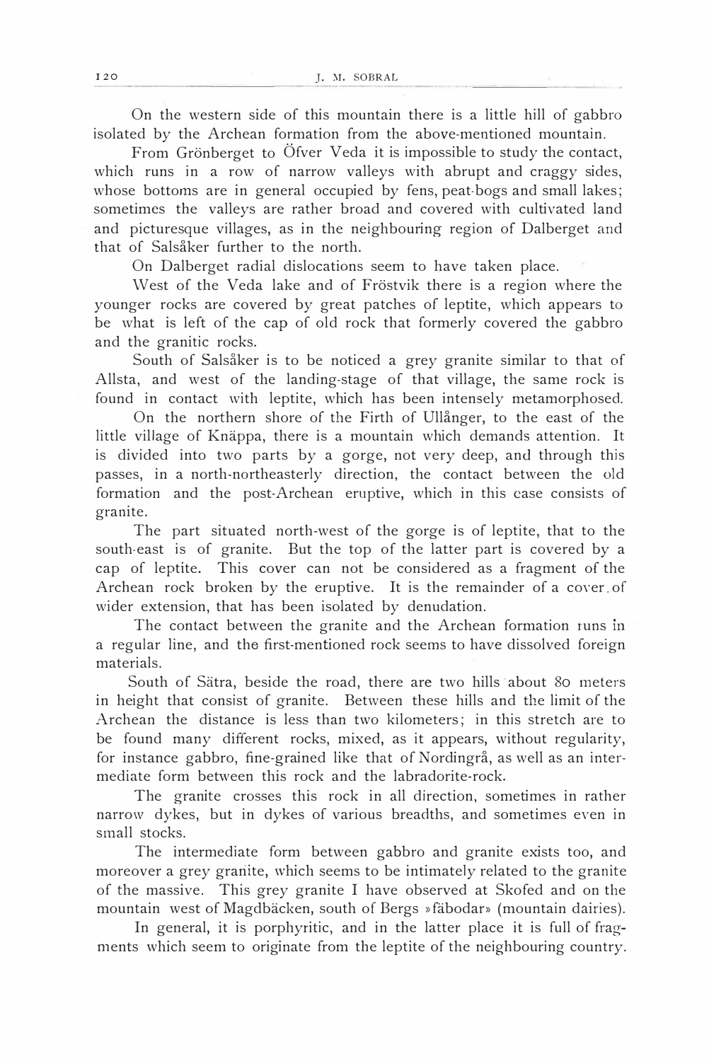On the western side of this mountain there is a little hill of gabbro isolated by the Archean formation from the above-mentioned mountain.

From Grönberget to Öfver Veda it is impossible to study the contact, which runs in a row of narrow valleys with abrupt and craggy sides, whose bottoms are in general occupied by fens, peat-bogs and small lakes; sometimes the valleys are rather broad and covered with cultivated land and picturesque villages, as in the neighbouring region of Dalberget and that of Salsåker further to the north.

On Dalberget radial dislocations seem to have taken place.

West of the Veda lake and of Fröstvik there is a region where the younger rocks are covered by great patches of leptite, which appears to be what is left of the cap of old rock that formerly covered the gabbro and the granitic rocks.

South of Salsåker is to be noticed a grey granite similar to that of Allsta, and west of the landing-stage of that village, the same rock is found in contact with leptite, which has been intensely metamorphosed.

On the northern shore of the Firth of Ullånger, to the east of the little village of Knäppa, there is a mountain which demands attention. It is divided into two parts by a gorge, not very deep, and through this passes, in a north-northeasterly direction, the contact between the old formation and the post-Archean eruptive, which in this case consists of granite.

The part situated north-west of the gorge is of leptite, that to the south-east is of granite. But the top of the latter part is covered by a cap of leptite. This cover can not be considered as a fragment of the Archean rock broken by the eruptive. It is the remainder of a cover of wider extension, that has been isolated by denudation.

The contact between the granite and the Archean formation runs in a regular line, and the first-mentioned rock seems to have dissolved foreign materials.

South of Sätra, beside the road, there are two hills about 80 meters in height that consist of granite. Between these hills and the limit of the Archean the distance is less than two kilometers; in this stretch are to be found many different rocks, mixed, as it appears, without regularity, for instance gabbro, fine-grained like that of Nordingrå, as well as an intermediate form between this rock and the labradorite-rock.

The granite crosses this rock in all direction, sometimes in rather narrow dykes, but in dykes of various breadths, and sometimes even in small stocks.

The intermediate form between gabbro and granite exists too, and moreover a grey granite, which seems to be intimately related to the granite of the massive. This grey granite I have observed at Skofed and on the mountain west of Magdbäcken, south of Bergs »fäbodar» (mountain dairies).

In general, it is porphyritic, and in the latter place it is full of fragments which seem to originate from the leptite of the neighbouring country.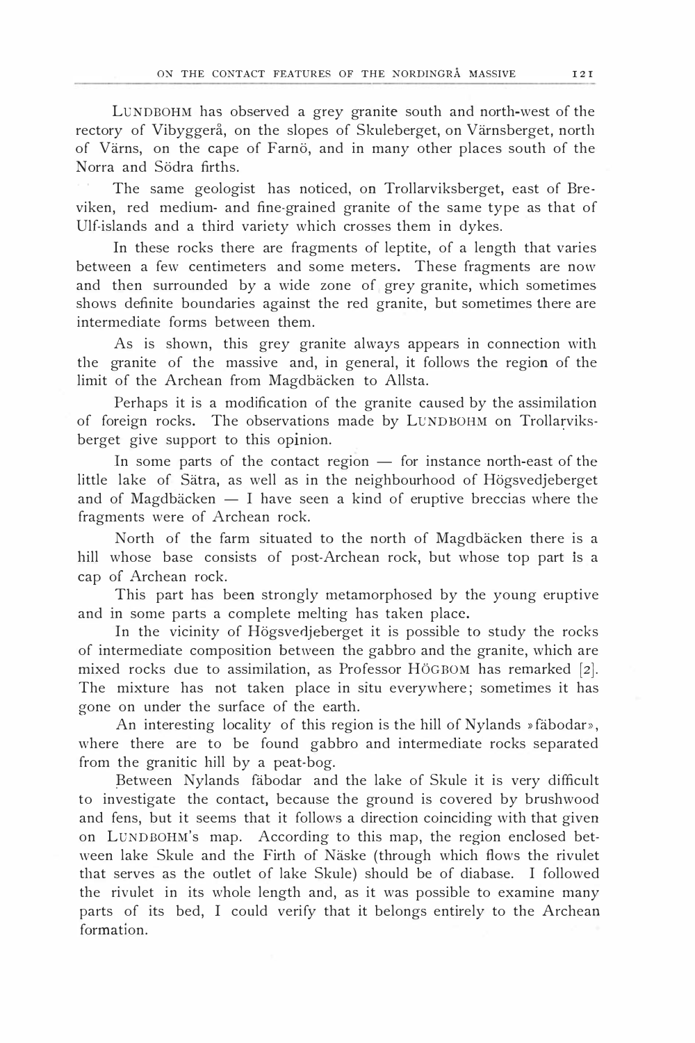LUNDBOHM has observed a grey granite south and north-west of the rectory of Vibyggerå, on the slopes of Skuleberget, on Värnsberget, north of Värns, on the cape of Farnö, and in many other places south of the Norra and Södra firths.

The same geologist has noticed, on Trollarviksberget, east of Breviken, red medium- and fine-grained granite of the same type as that of Ulf-islands and a third variety which crosses them in dykes.

In these rocks there are fragments of leptite, of a length that varies between a few centimeters and some meters. These fragments are now and then surrounded by a wide zone of grey granite, which sometimes shows definite boundaries against the red granite, but sometimes there are intermediate forms between them.

As is shown, this grey granite always appears in connection with the granite of the massive and, in general, it follows the region of the limit of the Archean from Magdbäcken to Allsta.

Perhaps it is a modification of the granite caused by the assimilation of foreign rocks. The observations made by LUNDBOHM on Trollarviksberget give support to this opinion.

In some parts of the contact region — for instance north-east of the little lake of Sätra, as well as in the neighbourhood of Högsvedjeberget and of Magdbäcken — I have seen a kind of eruptive breccias where the fragments were of Archean rock.

North of the farm situated to the north of Magdbäcken there is a hill whose base consists of post-Archean rock, but whose top part is a cap of Archean rock.

This part has been strongly metamorphosed by the young eruptive and in some parts a complete melting has taken place.

In the vicinity of Högsvedjeberget it is possible to study the rocks of intermediate composition between the gabbro and the granite, which are mixed rocks due to assimilation, as Professor HÖGBOM has remarked [2]. The mixture has not taken place in situ everywhere; sometimes it has gone on under the surface of the earth.

An interesting locality of this region is the hill of Nylands »fäbodar», where there are to be found gabbro and intermediate rocks separated from the granitic hill by a peat-bog.

Between Nylands fäbodar and the lake of Skule it is very difficult to investigate the contact, because the ground is covered by brushwood and fens, but it seems that it follows a direction coinciding with that given on LUNDBOHM's map. According to this map, the region enclosed between lake Skule and the Firth of Näske (through which flows the rivulet that serves as the outlet of lake Skule) should be of diabase. I followed the rivulet in its whole length and, as it was possible to examine many parts of its bed, I could verify that it belongs entirely to the Archean formation.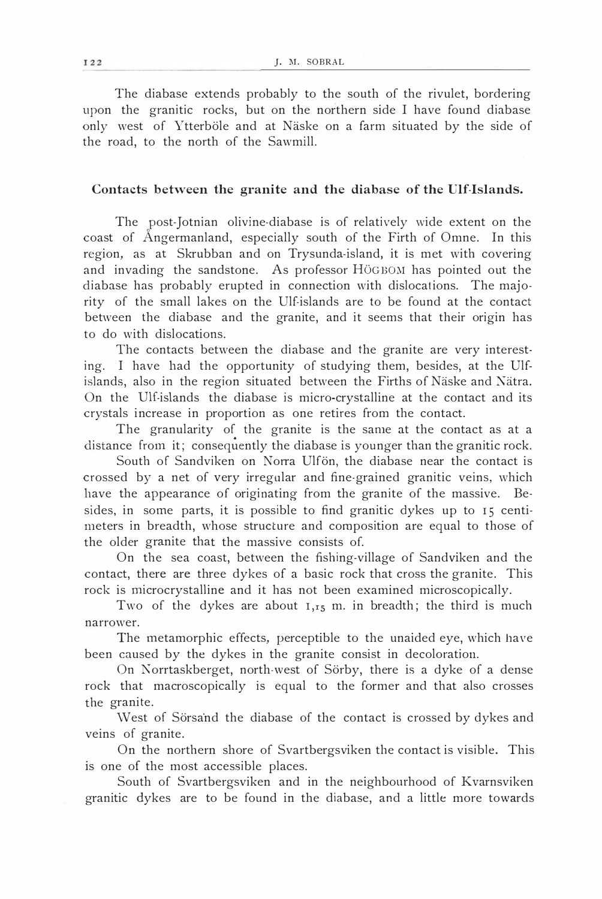The diabase extends probably to the south of the rivulet, bordering upon the granitic rocks, but on the northern side I have found diabase only west of Ytterböle and at Näske on a farm situated by the side of the road, to the north of the Sawmill.

### Contacts between the granite and the diabase of the Ulf-Islands.

The post-Jotnian olivine-diabase is of relatively wide extent on the coast of Ångermanland, especially south of the Firth of Omne. In this region, as at Skrubban and on Trysunda-island, it is met with covering and invading the sandstone. As professor HÖGBOM has pointed out the diabase has probably erupted in connection with dislocations. The majority of the small lakes on the Ulf-islands are to be found at the contact between the diabase and the granite, and it seems that their origin has to do with dislocations.

The contacts between the diabase and the granite are very interesting. I have had the opportunity of studying them, besides, at the Ulf-islands, also in the region situated between the Firths of Näske and Nätra. On the Ulf-islands the diabase is micro-crystalline at the contact and its crystals increase in proportion as one retires from the contact.

The granularity of the granite is the same at the contact as at a distance from it; consequently the diabase is younger than the granitic rock.

South of Sandviken on Norra Ulfön, the diabase near the contact is crossed by a net of very irregular and fine-grained granitic veins, which have the appearance of originating from the granite of the massive. Besides, in some parts, it is possible to find granitic dykes up to 15 centimeters in breadth, whose structure and composition are equal to those of the older granite that the massive consists of.

On the sea coast, between the fishing-village of Sandviken and the contact, there are three dykes of a basic rock that cross the granite. This rock is microcrystalline and it has not been examined microscopically.

Two of the dykes are about 1,15 m. in breadth; the third is much narrower.

The metamorphic effects, perceptible to the unaided eye, which have been caused by the dykes in the granite consist in decoloration.

On Norrtaskberget, north-west of Sörby, there is a dyke of a dense rock that macroscopically is equal to the former and that also crosses the granite.

West of Sörsand the diabase of the contact is crossed by dykes and veins of granite.

On the northern shore of Svartbergsviken the contact is visible. This is one of the most accessible places.

South of Svartbergsviken and in the neighbourhood of Kvarnsviken granitic dykes are to be found in the diabase, and a little more towards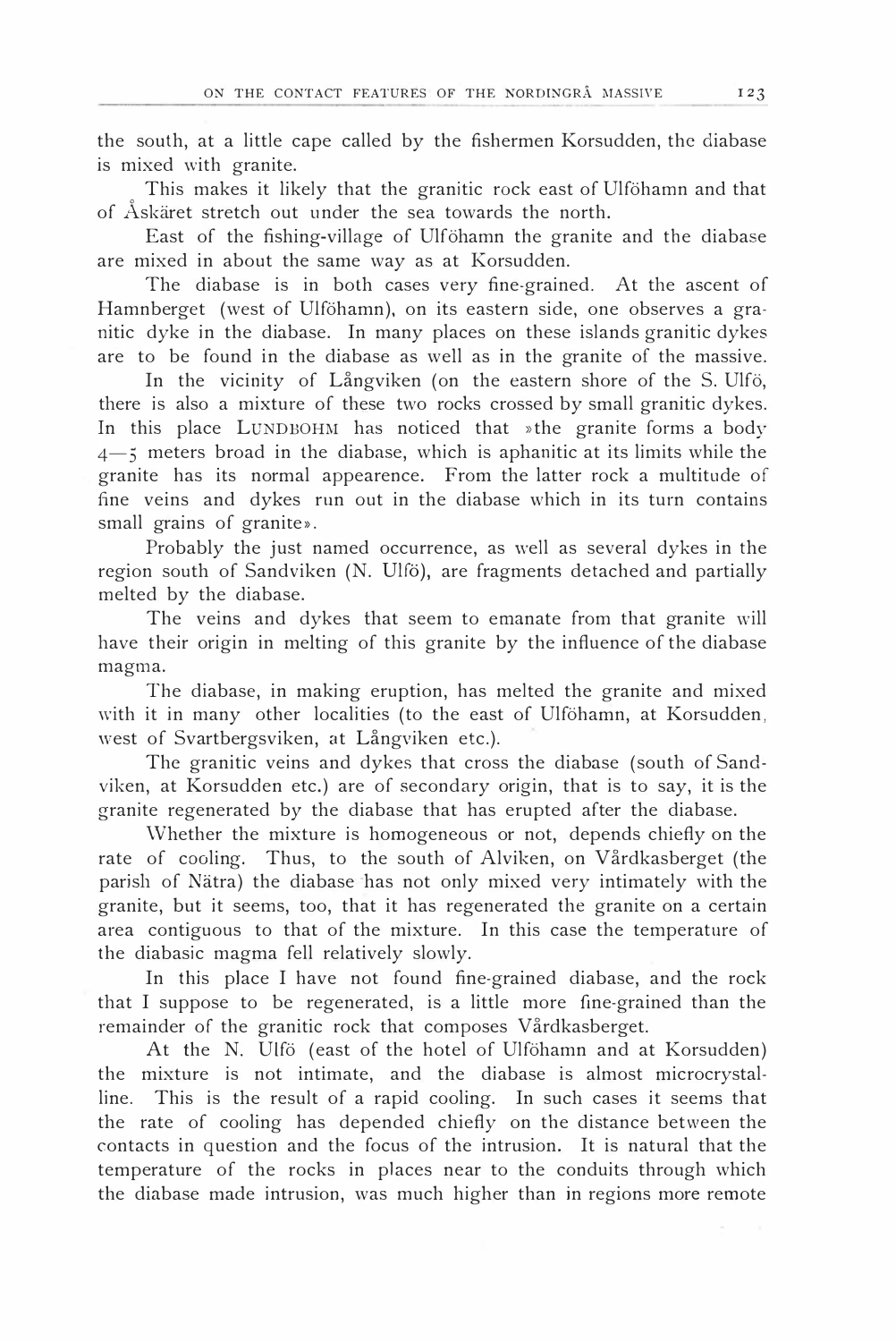the south, at a little cape called by the fishermen Korsudden, the diabase is mixed with granite.

This makes it likely that the granitic rock east of Ulföhamn and that of Åskäret stretch out under the sea towards the north.

East of the fishing-village of Ulföhamn the granite and the diabase are mixed in about the same way as at Korsudden.

The diabase is in both cases very fine-grained. At the ascent of Hamnberget (west of Ulföhamn), on its eastern side, one observes a granitic dyke in the diabase. In many places on these islands granitic dykes are to be found in the diabase as well as in the granite of the massive.

In the vicinity of Långviken (on the eastern shore of the S. Ulfö, there is also a mixture of these two rocks crossed by small granitic dykes. In this place LUNDBOHM has noticed that »the granite forms a body 4—5 meters broad in the diabase, which is aphanitic at its limits while the granite has its normal appearence. From the latter rock a multitude of fine veins and dykes run out in the diabase which in its turn contains small grains of granite».

Probably the just named occurrence, as well as several dykes in the region south of Sandviken (N. Ulfö), are fragments detached and partially melted by the diabase.

The veins and dykes that seem to emanate from that granite will have their origin in melting of this granite by the influence of the diabase magma.

The diabase, in making eruption, has melted the granite and mixed with it in many other localities (to the east of Ulföhamn, at Korsudden, west of Svartbergsviken, at Långviken etc.).

The granitic veins and dykes that cross the diabase (south of Sandviken, at Korsudden etc.) are of secondary origin, that is to say, it is the granite regenerated by the diabase that has erupted after the diabase.

Whether the mixture is homogeneous or not, depends chiefly on the rate of cooling. Thus, to the south of Alviken, on Vårdkasberget (the parish of Nätra) the diabase has not only mixed very intimately with the granite, but it seems, too, that it has regenerated the granite on a certain area contiguous to that of the mixture. In this case the temperature of the diabasic magma fell relatively slowly.

In this place I have not found fine-grained diabase, and the rock that I suppose to be regenerated, is a little more fine-grained than the remainder of the granitic rock that composes Vårdkasberget.

At the N. Ulfö (east of the hotel of Ulföhamn and at Korsudden) the mixture is not intimate, and the diabase is almost microcrystalline. This is the result of a rapid cooling. In such cases it seems that the rate of cooling has depended chiefly on the distance between the contacts in question and the focus of the intrusion. It is natural that the temperature of the rocks in places near to the conduits through which the diabase made intrusion, was much higher than in regions more remote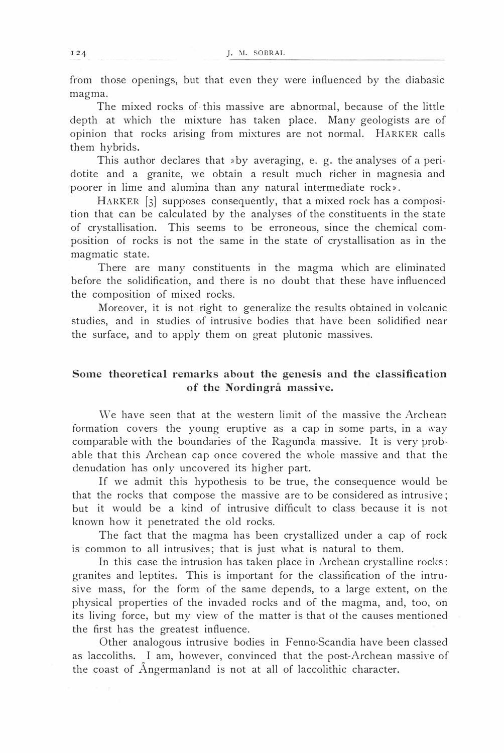from those openings, but that even they were influenced by the diabasic magma.

The mixed rocks of this massive are abnormal, because of the little depth at which the mixture has taken place. Many geologists are of opinion that rocks arising from mixtures are not normal. HARKER calls them hybrids.

This author declares that »by averaging, e. g. the analyses of a peridotite and a granite, we obtain a result much richer in magnesia and poorer in lime and alumina than any natural intermediate rock».

HARKER [3] supposes consequently, that a mixed rock has a composition that can be calculated by the analyses of the constituents in the state of crystallisation. This seems to be erroneous, since the chemical composition of rocks is not the same in the state of crystallisation as in the magmatic state.

There are many constituents in the magma which are eliminated before the solidification, and there is no doubt that these have influenced the composition of mixed rocks.

Moreover, it is not right to generalize the results obtained in volcanic studies, and in studies of intrusive bodies that have been solidified near the surface, and to apply them on great plutonic massives.

## Some theoretical remarks about the genesis and the classification of the Nordingrå massive.

We have seen that at the western limit of the massive the Archean formation covers the young eruptive as a cap in some parts, in a way comparable with the boundaries of the Ragunda massive. It is very probable that this Archean cap once covered the whole massive and that the denudation has only uncovered its higher part.

If we admit this hypothesis to be true, the consequence would be that the rocks that compose the massive are to be considered as intrusive; but it would be a kind of intrusive difficult to class because it is not known how it penetrated the old rocks.

The fact that the magma has been crystallized under a cap of rock is common to all intrusives; that is just what is natural to them.

In this case the intrusion has taken place in Archean crystalline rocks: granites and leptites. This is important for the classification of the intrusive mass, for the form of the same depends, to a large extent, on the physical properties of the invaded rocks and of the magma, and, too, on its living force, but my view of the matter is that of the causes mentioned the first has the greatest influence.

Other analogous intrusive bodies in Fenno-Scandia have been classed as laccoliths. I am, however, convinced that the post-Archean massive of the coast of Ångermanland is not at all of laccolithic character.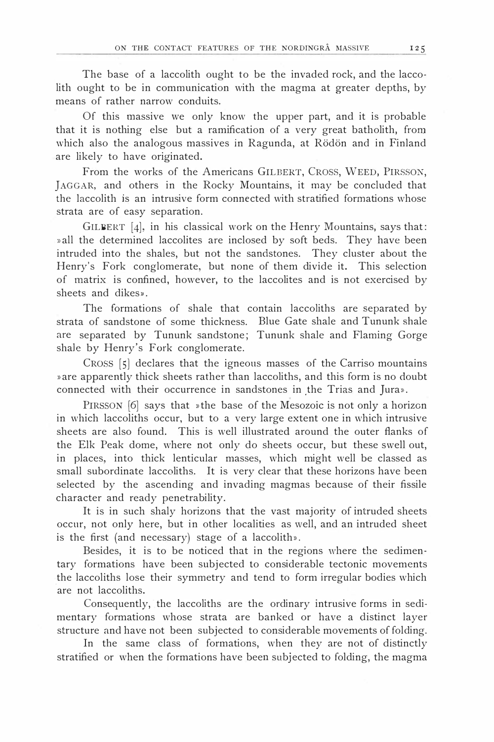The base of a laccolith ought to be the invaded rock, and the laccolith ought to be in communication with the magma at greater depths, by means of rather narrow conduits.

Of this massive we only know the upper part, and it is probable that it is nothing else but a ramification of a very great batholith, from which also the analogous massives in Ragunda, at Rödön and in Finland are likely to have originated.

From the works of the Americans GILBERT, CROSS, WEED, PIRSSON, JAGGAR, and others in the Rocky Mountains, it may be concluded that the laccolith is an intrusive form connected with stratified formations whose strata are of easy separation.

GILBERT [4], in his classical work on the Henry Mountains, says that: »all the determined laccolites are inclosed by soft beds. They have been intruded into the shales, but not the sandstones. They cluster about the Henry's Fork conglomerate, but none of them divide it. This selection of matrix is confined, however, to the laccolites and is not exercised by sheets and dikes».

The formations of shale that contain laccoliths are separated by strata of sandstone of some thickness. Blue Gate shale and Tununk shale are separated by Tununk sandstone; Tununk shale and Flaming Gorge shale by Henry's Fork conglomerate.

CROSS [5] declares that the igneous masses of the Carriso mountains »are apparently thick sheets rather than laccoliths, and this form is no doubt connected with their occurrence in sandstones in the Trias and Jura».

PIRSSON [6] says that »the base of the Mesozoic is not only a horizon in which laccoliths occur, but to a very large extent one in which intrusive sheets are also found. This is well illustrated around the outer flanks of the Elk Peak dome, where not only do sheets occur, but these swell out, in places, into thick lenticular masses, which might well be classed as small subordinate laccoliths. It is very clear that these horizons have been selected by the ascending and invading magmas because of their fissile character and ready penetrability.

It is in such shaly horizons that the vast majority of intruded sheets occur, not only here, but in other localities as well, and an intruded sheet is the first (and necessary) stage of a laccolith».

Besides, it is to be noticed that in the regions where the sedimentary formations have been subjected to considerable tectonic movements the laccoliths lose their symmetry and tend to form irregular bodies which are not laccoliths.

Consequently, the laccoliths are the ordinary intrusive forms in sedimentary formations whose strata are banked or have a distinct layer structure and have not been subjected to considerable movements of folding.

In the same class of formations, when they are not of distinctly stratified or when the formations have been subjected to folding, the magma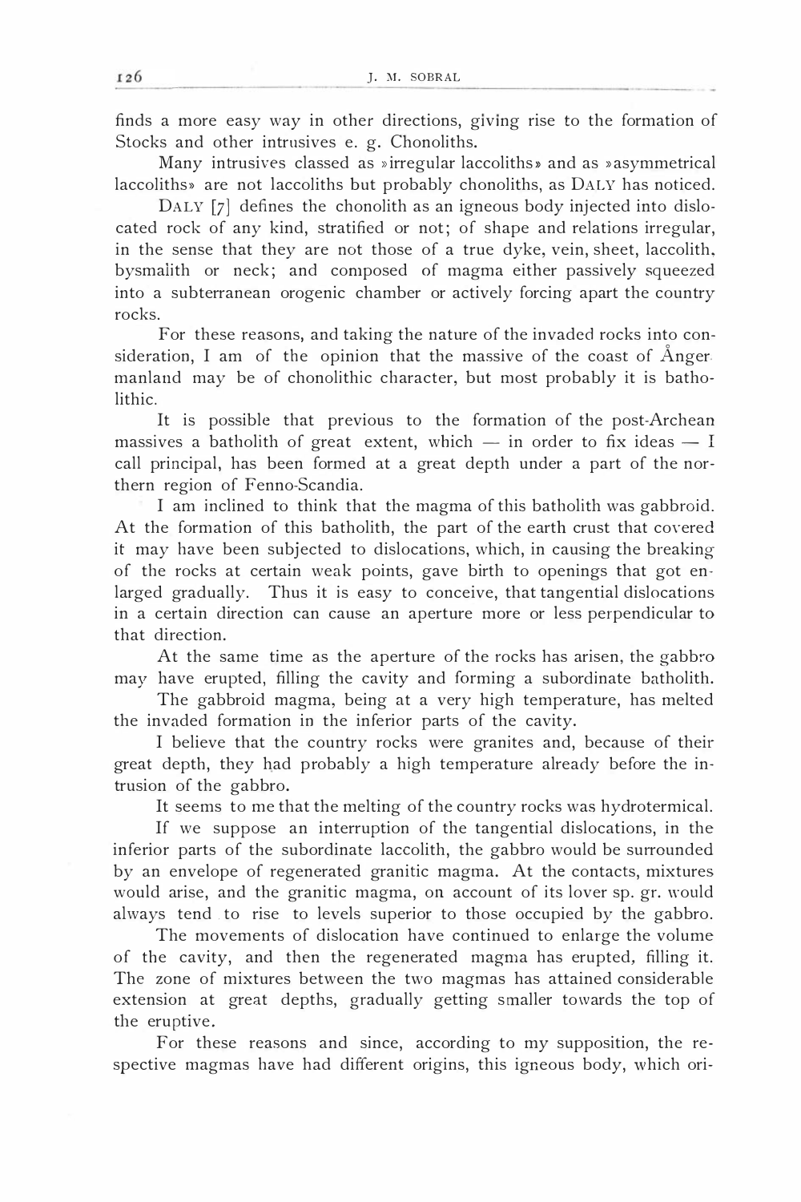finds a more easy way in other directions, giving rise to the formation of Stocks and other intrusives e. g. Chonoliths.

Many intrusives classed as »irregular laccoliths» and as »asymmetrical laccoliths» are not laccoliths but probably chonoliths, as DALY has noticed.

DALY [7] defines the chonolith as an igneous body injected into dislocated rock of any kind, stratified or not; of shape and relations irregular, in the sense that they are not those of a true dyke, vein, sheet, laccolith, bysmalith or neck; and composed of magma either passively squeezed into a subterranean orogenic chamber or actively forcing apart the country rocks.

For these reasons, and taking the nature of the invaded rocks into consideration, I am of the opinion that the massive of the coast of Ångermanland may be of chonolithic character, but most probably it is batholithic.

It is possible that previous to the formation of the post-Archean massives a batholith of great extent, which — in order to fix ideas — I call principal, has been formed at a great depth under a part of the northern region of Fenno-Scandia.

I am inclined to think that the magma of this batholith was gabbroid. At the formation of this batholith, the part of the earth crust that covered it may have been subjected to dislocations, which, in causing the breaking of the rocks at certain weak points, gave birth to openings that got enlarged gradually. Thus it is easy to conceive, that tangential dislocations in a certain direction can cause an aperture more or less perpendicular to that direction.

At the same time as the aperture of the rocks has arisen, the gabbro may have erupted, filling the cavity and forming a subordinate batholith.

The gabbroid magma, being at a very high temperature, has melted the invaded formation in the inferior parts of the cavity.

I believe that the country rocks were granites and, because of their great depth, they had probably a high temperature already before the intrusion of the gabbro.

It seems to me that the melting of the country rocks was hydrotermical.

If we suppose an interruption of the tangential dislocations, in the inferior parts of the subordinate laccolith, the gabbro would be surrounded by an envelope of regenerated granitic magma. At the contacts, mixtures would arise, and the granitic magma, on account of its lover sp. gr. would always tend to rise to levels superior to those occupied by the gabbro.

The movements of dislocation have continued to enlarge the volume of the cavity, and then the regenerated magma has erupted, filling it. The zone of mixtures between the two magmas has attained considerable extension at great depths, gradually getting smaller towards the top of the eruptive.

For these reasons and since, according to my supposition, the respective magmas have had different origins, this igneous body, which ori-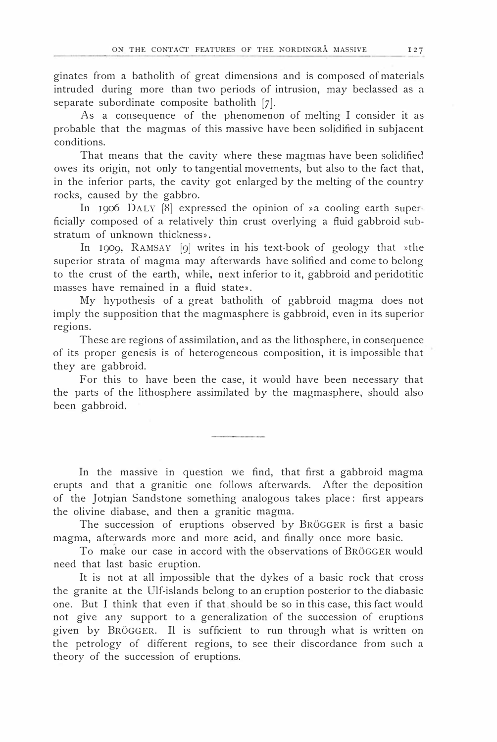ginates from a batholith of great dimensions and is composed of materials intruded during more than two periods of intrusion, may beclassed as a separate subordinate composite batholith [7].

As a consequence of the phenomenon of melting I consider it as probable that the magmas of this massive have been solidified in subjacent conditions.

That means that the cavity where these magmas have been solidified owes its origin, not only to tangential movements, but also to the fact that, in the inferior parts, the cavity got enlarged by the melting of the country rocks, caused by the gabbro.

In 1906 DALY [8] expressed the opinion of »a cooling earth superficially composed of a relatively thin crust overlying a fluid gabbroid substratum of unknown thickness».

In 1909, RAMSAY [9] writes in his text-book of geology that »the superior strata of magma may afterwards have solified and come to belong to the crust of the earth, while, next inferior to it, gabbroid and peridotitic masses have remained in a fluid state».

My hypothesis of a great batholith of gabbroid magma does not imply the supposition that the magmasphere is gabbroid, even in its superior regions.

These are regions of assimilation, and as the lithosphere, in consequence of its proper genesis is of heterogeneous composition, it is impossible that they are gabbroid.

For this to have been the case, it would have been necessary that the parts of the lithosphere assimilated by the magmasphere, should also been gabbroid.

---

In the massive in question we find, that first a gabbroid magma erupts and that a granitic one follows afterwards. After the deposition of the Jotnian Sandstone something analogous takes place: first appears the olivine diabase, and then a granitic magma.

The succession of eruptions observed by BRÖGGER is first a basic magma, afterwards more and more acid, and finally once more basic.

To make our case in accord with the observations of BRÖGGER would need that last basic eruption.

It is not at all impossible that the dykes of a basic rock that cross the granite at the Ulf-islands belong to an eruption posterior to the diabasic one. But I think that even if that should be so in this case, this fact would not give any support to a generalization of the succession of eruptions given by BRÖGGER. Il is sufficient to run through what is written on the petrology of different regions, to see their discordance from such a theory of the succession of eruptions.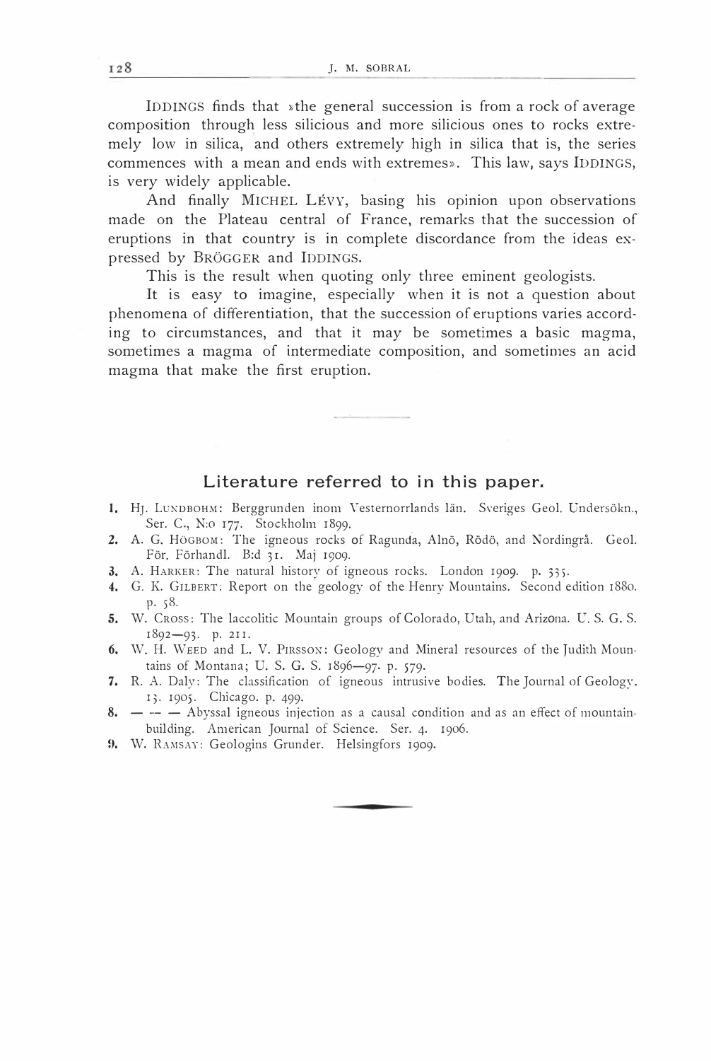IDDINGS finds that »the general succession is from a rock of average composition through less silicious and more silicious ones to rocks extremely low in silica, and others extremely high in silica that is, the series commences with a mean and ends with extremes». This law, says IDDINGS, is very widely applicable.

And finally MICHEL LÉVY, basing his opinion upon observations made on the Plateau central of France, remarks that the succession of eruptions in that country is in complete discordance from the ideas expressed by BRÖGGER and IDDINGS.

This is the result when quoting only three eminent geologists.

It is easy to imagine, especially when it is not a question about phenomena of differentiation, that the succession of eruptions varies according to circumstances, and that it may be sometimes a basic magma, sometimes a magma of intermediate composition, and sometimes an acid magma that make the first eruption.

## Literature referred to in this paper.

1. HJ. LUNDBOHM: Berggrunden inom Vesternorrlands län. Sveriges Geol. Undersökn., Ser. C., N:o 177. Stockholm 1899.
2. A. G. HÖGBOM: The igneous rocks of Ragunda, Alnö, Rödö, and Nordingrå. Geol. För. Förhandl. B:d 31. Maj 1909.
3. A. HARKER: The natural history of igneous rocks. London 1909. p. 335.
4. G. K. GILBERT: Report on the geology of the Henry Mountains. Second edition 1880. p. 58.
5. W. CROSS: The laccolitic Mountain groups of Colorado, Utah, and Arizona. U. S. G. S. 1892—93. p. 211.
6. W. H. WEED and L. V. PIRSSON: Geology and Mineral resources of the Judith Mountains of Montana; U. S. G. S. 1896—97. p. 579.
7. R. A. Daly: The classification of igneous intrusive bodies. The Journal of Geology. 13. 1905. Chicago. p. 499.
8. — — — Abyssal igneous injection as a causal condition and as an effect of mountain-building. American Journal of Science. Ser. 4. 1906.
9. W. RAMSAY: Geologins Grunder. Helsingfors 1909.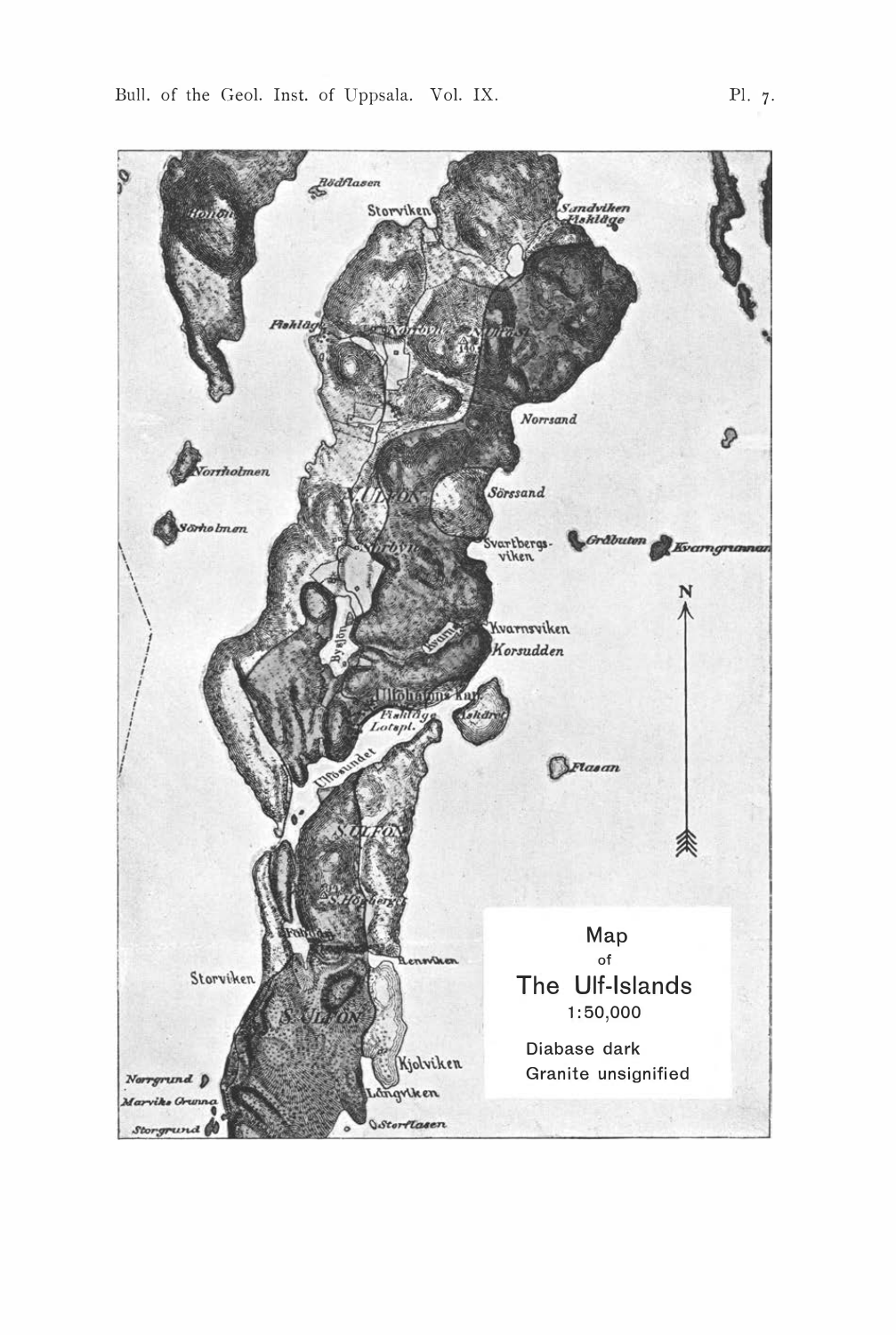Map

of

The Ulf-Islands

1:50,000

Diabase dark

Granite unsignified